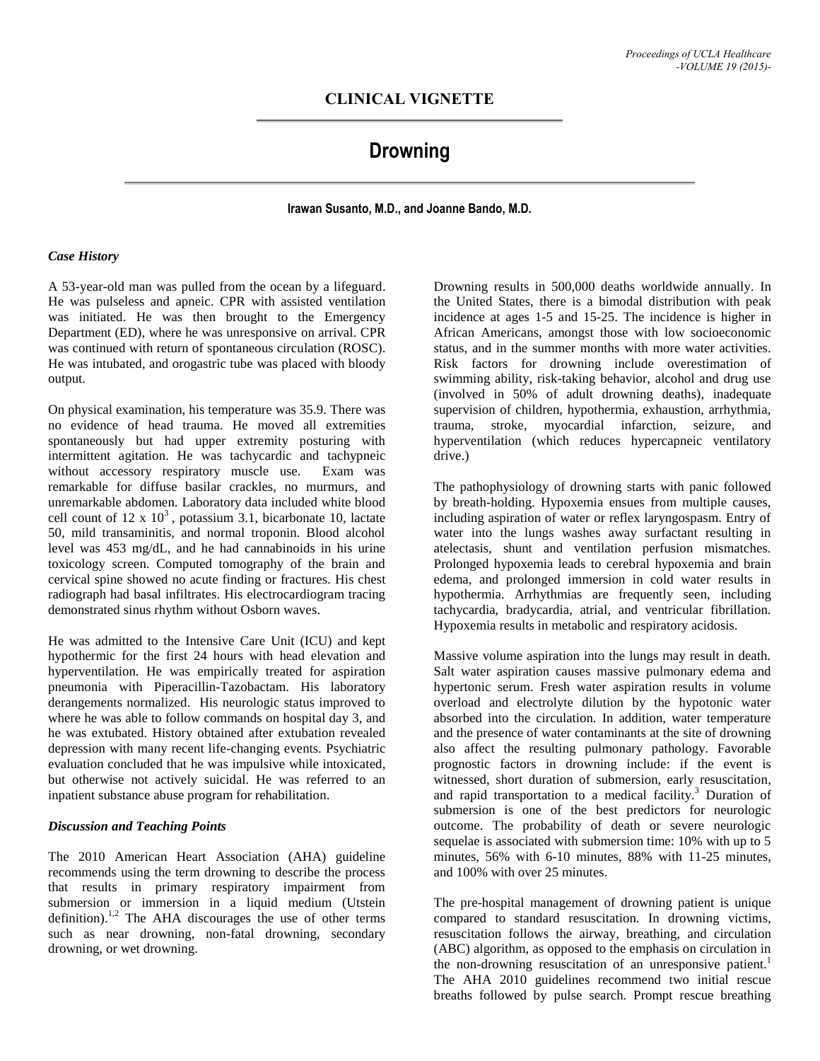## CLINICAL VIGNETTE

# Drowning

**Irawan Susanto, M.D., and Joanne Bando, M.D.**

### *Case History*

A 53-year-old man was pulled from the ocean by a lifeguard. He was pulseless and apneic. CPR with assisted ventilation was initiated. He was then brought to the Emergency Department (ED), where he was unresponsive on arrival. CPR was continued with return of spontaneous circulation (ROSC). He was intubated, and orogastric tube was placed with bloody output.

On physical examination, his temperature was 35.9. There was no evidence of head trauma. He moved all extremities spontaneously but had upper extremity posturing with intermittent agitation. He was tachycardic and tachypneic without accessory respiratory muscle use. Exam was remarkable for diffuse basilar crackles, no murmurs, and unremarkable abdomen. Laboratory data included white blood cell count of $12 \times 10^3$, potassium 3.1, bicarbonate 10, lactate 50, mild transaminitis, and normal troponin. Blood alcohol level was 453 mg/dL, and he had cannabinoids in his urine toxicology screen. Computed tomography of the brain and cervical spine showed no acute finding or fractures. His chest radiograph had basal infiltrates. His electrocardiogram tracing demonstrated sinus rhythm without Osborn waves.

He was admitted to the Intensive Care Unit (ICU) and kept hypothermic for the first 24 hours with head elevation and hyperventilation. He was empirically treated for aspiration pneumonia with Piperacillin-Tazobactam. His laboratory derangements normalized. His neurologic status improved to where he was able to follow commands on hospital day 3, and he was extubated. History obtained after extubation revealed depression with many recent life-changing events. Psychiatric evaluation concluded that he was impulsive while intoxicated, but otherwise not actively suicidal. He was referred to an inpatient substance abuse program for rehabilitation.

### *Discussion and Teaching Points*

The 2010 American Heart Association (AHA) guideline recommends using the term drowning to describe the process that results in primary respiratory impairment from submersion or immersion in a liquid medium (Utstein definition).[1,2] The AHA discourages the use of other terms such as near drowning, non-fatal drowning, secondary drowning, or wet drowning.

Drowning results in 500,000 deaths worldwide annually. In the United States, there is a bimodal distribution with peak incidence at ages 1-5 and 15-25. The incidence is higher in African Americans, amongst those with low socioeconomic status, and in the summer months with more water activities. Risk factors for drowning include overestimation of swimming ability, risk-taking behavior, alcohol and drug use (involved in 50% of adult drowning deaths), inadequate supervision of children, hypothermia, exhaustion, arrhythmia, trauma, stroke, myocardial infarction, seizure, and hyperventilation (which reduces hypercapneic ventilatory drive.)

The pathophysiology of drowning starts with panic followed by breath-holding. Hypoxemia ensues from multiple causes, including aspiration of water or reflex laryngospasm. Entry of water into the lungs washes away surfactant resulting in atelectasis, shunt and ventilation perfusion mismatches. Prolonged hypoxemia leads to cerebral hypoxemia and brain edema, and prolonged immersion in cold water results in hypothermia. Arrhythmias are frequently seen, including tachycardia, bradycardia, atrial, and ventricular fibrillation. Hypoxemia results in metabolic and respiratory acidosis.

Massive volume aspiration into the lungs may result in death. Salt water aspiration causes massive pulmonary edema and hypertonic serum. Fresh water aspiration results in volume overload and electrolyte dilution by the hypotonic water absorbed into the circulation. In addition, water temperature and the presence of water contaminants at the site of drowning also affect the resulting pulmonary pathology. Favorable prognostic factors in drowning include: if the event is witnessed, short duration of submersion, early resuscitation, and rapid transportation to a medical facility.[3] Duration of submersion is one of the best predictors for neurologic outcome. The probability of death or severe neurologic sequelae is associated with submersion time: 10% with up to 5 minutes, 56% with 6-10 minutes, 88% with 11-25 minutes, and 100% with over 25 minutes.

The pre-hospital management of drowning patient is unique compared to standard resuscitation. In drowning victims, resuscitation follows the airway, breathing, and circulation (ABC) algorithm, as opposed to the emphasis on circulation in the non-drowning resuscitation of an unresponsive patient.[1] The AHA 2010 guidelines recommend two initial rescue breaths followed by pulse search. Prompt rescue breathing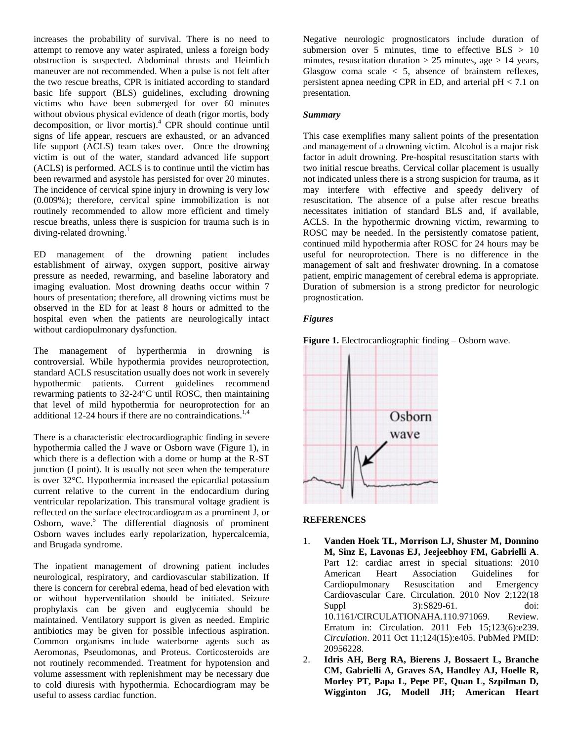increases the probability of survival. There is no need to attempt to remove any water aspirated, unless a foreign body obstruction is suspected. Abdominal thrusts and Heimlich maneuver are not recommended. When a pulse is not felt after the two rescue breaths, CPR is initiated according to standard basic life support (BLS) guidelines, excluding drowning victims who have been submerged for over 60 minutes without obvious physical evidence of death (rigor mortis, body decomposition, or livor mortis).[4] CPR should continue until signs of life appear, rescuers are exhausted, or an advanced life support (ACLS) team takes over. Once the drowning victim is out of the water, standard advanced life support (ACLS) is performed. ACLS is to continue until the victim has been rewarmed and asystole has persisted for over 20 minutes. The incidence of cervical spine injury in drowning is very low (0.009%); therefore, cervical spine immobilization is not routinely recommended to allow more efficient and timely rescue breaths, unless there is suspicion for trauma such is in diving-related drowning.[1]

ED management of the drowning patient includes establishment of airway, oxygen support, positive airway pressure as needed, rewarming, and baseline laboratory and imaging evaluation. Most drowning deaths occur within 7 hours of presentation; therefore, all drowning victims must be observed in the ED for at least 8 hours or admitted to the hospital even when the patients are neurologically intact without cardiopulmonary dysfunction.

The management of hyperthermia in drowning is controversial. While hypothermia provides neuroprotection, standard ACLS resuscitation usually does not work in severely hypothermic patients. Current guidelines recommend rewarming patients to 32-24°C until ROSC, then maintaining that level of mild hypothermia for neuroprotection for an additional 12-24 hours if there are no contraindications.[1,4]

There is a characteristic electrocardiographic finding in severe hypothermia called the J wave or Osborn wave (Figure 1), in which there is a deflection with a dome or hump at the R-ST junction (J point). It is usually not seen when the temperature is over 32°C. Hypothermia increased the epicardial potassium current relative to the current in the endocardium during ventricular repolarization. This transmural voltage gradient is reflected on the surface electrocardiogram as a prominent J, or Osborn, wave.[5] The differential diagnosis of prominent Osborn waves includes early repolarization, hypercalcemia, and Brugada syndrome.

The inpatient management of drowning patient includes neurological, respiratory, and cardiovascular stabilization. If there is concern for cerebral edema, head of bed elevation with or without hyperventilation should be initiated. Seizure prophylaxis can be given and euglycemia should be maintained. Ventilatory support is given as needed. Empiric antibiotics may be given for possible infectious aspiration. Common organisms include waterborne agents such as Aeromonas, Pseudomonas, and Proteus. Corticosteroids are not routinely recommended. Treatment for hypotension and volume assessment with replenishment may be necessary due to cold diuresis with hypothermia. Echocardiogram may be useful to assess cardiac function.

Negative neurologic prognosticators include duration of submersion over 5 minutes, time to effective BLS > 10 minutes, resuscitation duration > 25 minutes, age > 14 years, Glasgow coma scale < 5, absence of brainstem reflexes, persistent apnea needing CPR in ED, and arterial pH < 7.1 on presentation.

### *Summary*

This case exemplifies many salient points of the presentation and management of a drowning victim. Alcohol is a major risk factor in adult drowning. Pre-hospital resuscitation starts with two initial rescue breaths. Cervical collar placement is usually not indicated unless there is a strong suspicion for trauma, as it may interfere with effective and speedy delivery of resuscitation. The absence of a pulse after rescue breaths necessitates initiation of standard BLS and, if available, ACLS. In the hypothermic drowning victim, rewarming to ROSC may be needed. In the persistently comatose patient, continued mild hypothermia after ROSC for 24 hours may be useful for neuroprotection. There is no difference in the management of salt and freshwater drowning. In a comatose patient, empiric management of cerebral edema is appropriate. Duration of submersion is a strong predictor for neurologic prognostication.

### *Figures*

**Figure 1.** Electrocardiographic finding – Osborn wave.

## REFERENCES

1. **Vanden Hoek TL, Morrison LJ, Shuster M, Donnino M, Sinz E, Lavonas EJ, Jeejeebhoy FM, Gabrielli A**. Part 12: cardiac arrest in special situations: 2010 American Heart Association Guidelines for Cardiopulmonary Resuscitation and Emergency Cardiovascular Care. Circulation. 2010 Nov 2;122(18 Suppl 3):S829-61. doi: 10.1161/CIRCULATIONAHA.110.971069. Review. Erratum in: Circulation. 2011 Feb 15;123(6):e239. *Circulation*. 2011 Oct 11;124(15):e405. PubMed PMID: 20956228.
2. **Idris AH, Berg RA, Bierens J, Bossaert L, Branche CM, Gabrielli A, Graves SA, Handley AJ, Hoelle R, Morley PT, Papa L, Pepe PE, Quan L, Szpilman D, Wigginton JG, Modell JH; American Heart**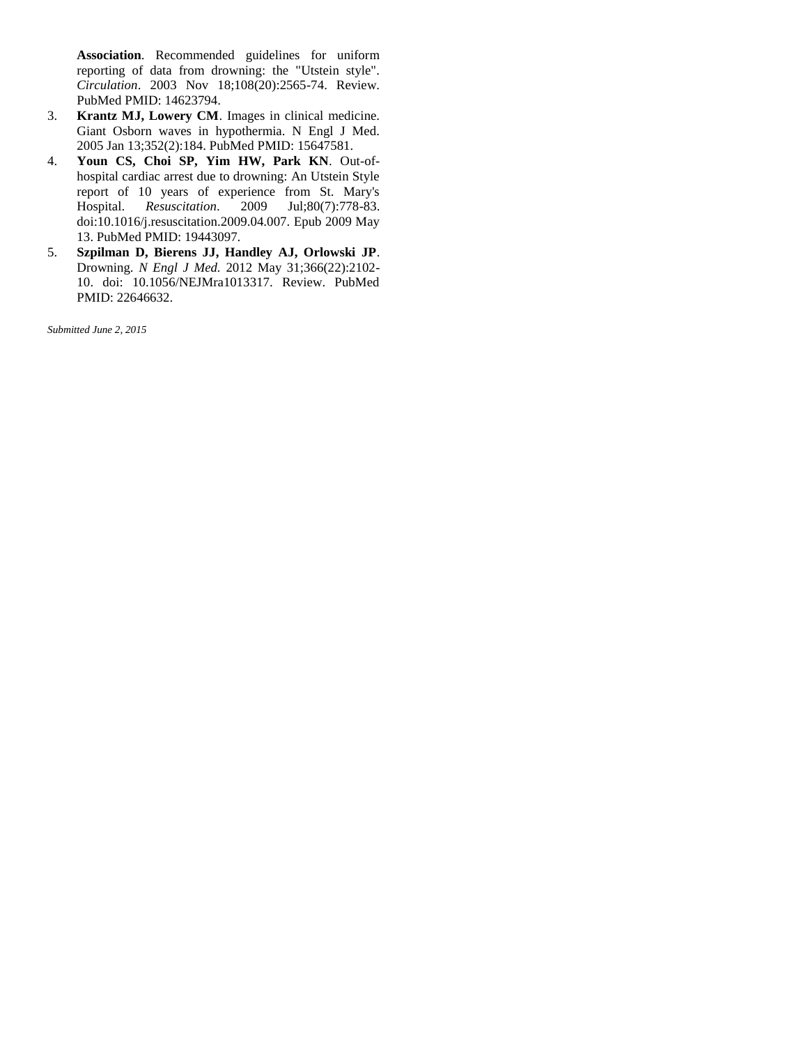**Association**. Recommended guidelines for uniform reporting of data from drowning: the "Utstein style". *Circulation*. 2003 Nov 18;108(20):2565-74. Review. PubMed PMID: 14623794.

3. **Krantz MJ, Lowery CM**. Images in clinical medicine. Giant Osborn waves in hypothermia. N Engl J Med. 2005 Jan 13;352(2):184. PubMed PMID: 15647581.
4. **Youn CS, Choi SP, Yim HW, Park KN**. Out-of-hospital cardiac arrest due to drowning: An Utstein Style report of 10 years of experience from St. Mary's Hospital. *Resuscitation*. 2009 Jul;80(7):778-83. doi:10.1016/j.resuscitation.2009.04.007. Epub 2009 May 13. PubMed PMID: 19443097.
5. **Szpilman D, Bierens JJ, Handley AJ, Orlowski JP**. Drowning. *N Engl J Med.* 2012 May 31;366(22):2102-10. doi: 10.1056/NEJMra1013317. Review. PubMed PMID: 22646632.

*Submitted June 2, 2015*